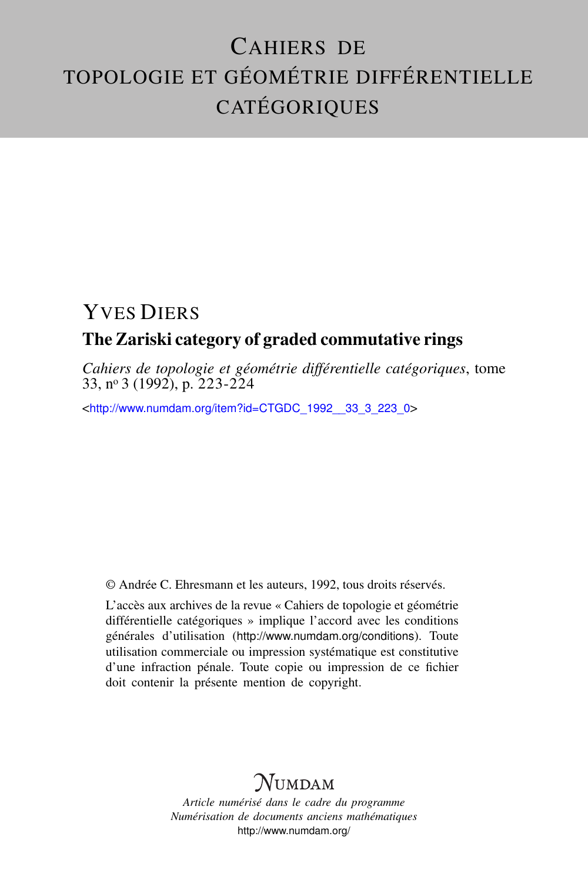# Cahiers de topologie et géométrie différentielle catégoriques

## Yves Diers

### The Zariski category of graded commutative rings

*Cahiers de topologie et géométrie différentielle catégoriques*, tome 33, nº 3 (1992), p. 223-224

<http://www.numdam.org/item?id=CTGDC_1992__33_3_223_0>

© Andrée C. Ehresmann et les auteurs, 1992, tous droits réservés.

L'accès aux archives de la revue « Cahiers de topologie et géométrie différentielle catégoriques » implique l'accord avec les conditions générales d'utilisation (http://www.numdam.org/conditions). Toute utilisation commerciale ou impression systématique est constitutive d'une infraction pénale. Toute copie ou impression de ce fichier doit contenir la présente mention de copyright.

**Numdam**

*Article numérisé dans le cadre du programme Numérisation de documents anciens mathématiques*
http://www.numdam.org/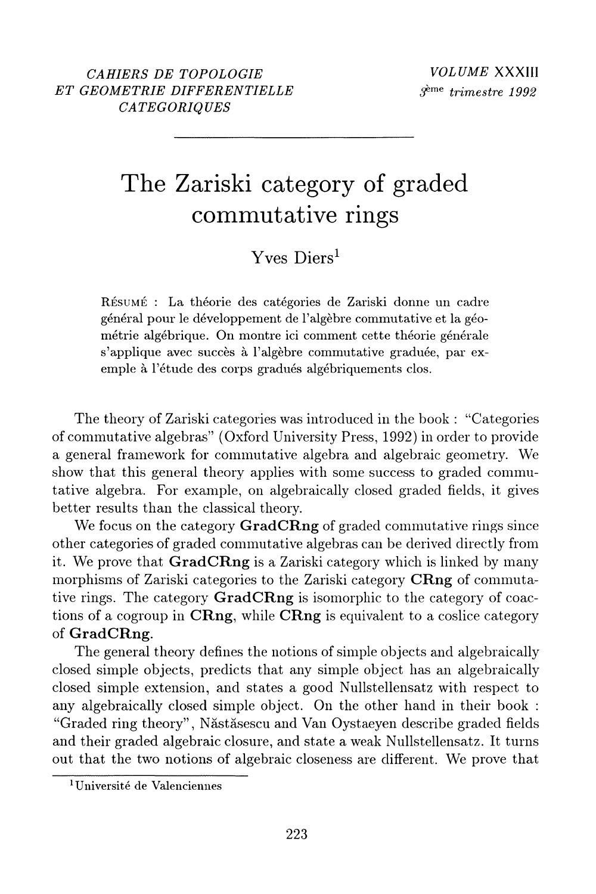CAHIERS DE TOPOLOGIE ET GEOMETRIE DIFFERENTIELLE CATEGORIQUES

VOLUME XXXIII
3ème trimestre 1992

# The Zariski category of graded commutative rings

Yves Diers[1]

RÉSUMÉ : La théorie des catégories de Zariski donne un cadre général pour le développement de l'algèbre commutative et la géométrie algébrique. On montre ici comment cette théorie générale s'applique avec succès à l'algèbre commutative graduée, par exemple à l'étude des corps gradués algébriquements clos.

The theory of Zariski categories was introduced in the book : "Categories of commutative algebras" (Oxford University Press, 1992) in order to provide a general framework for commutative algebra and algebraic geometry. We show that this general theory applies with some success to graded commutative algebra. For example, on algebraically closed graded fields, it gives better results than the classical theory.

We focus on the category **GradCRng** of graded commutative rings since other categories of graded commutative algebras can be derived directly from it. We prove that **GradCRng** is a Zariski category which is linked by many morphisms of Zariski categories to the Zariski category **CRng** of commutative rings. The category **GradCRng** is isomorphic to the category of coactions of a cogroup in **CRng**, while **CRng** is equivalent to a coslice category of **GradCRng**.

The general theory defines the notions of simple objects and algebraically closed simple objects, predicts that any simple object has an algebraically closed simple extension, and states a good Nullstellensatz with respect to any algebraically closed simple object. On the other hand in their book : "Graded ring theory", Năstăsescu and Van Oystaeyen describe graded fields and their graded algebraic closure, and state a weak Nullstellensatz. It turns out that the two notions of algebraic closeness are different. We prove that

[1] Université de Valenciennes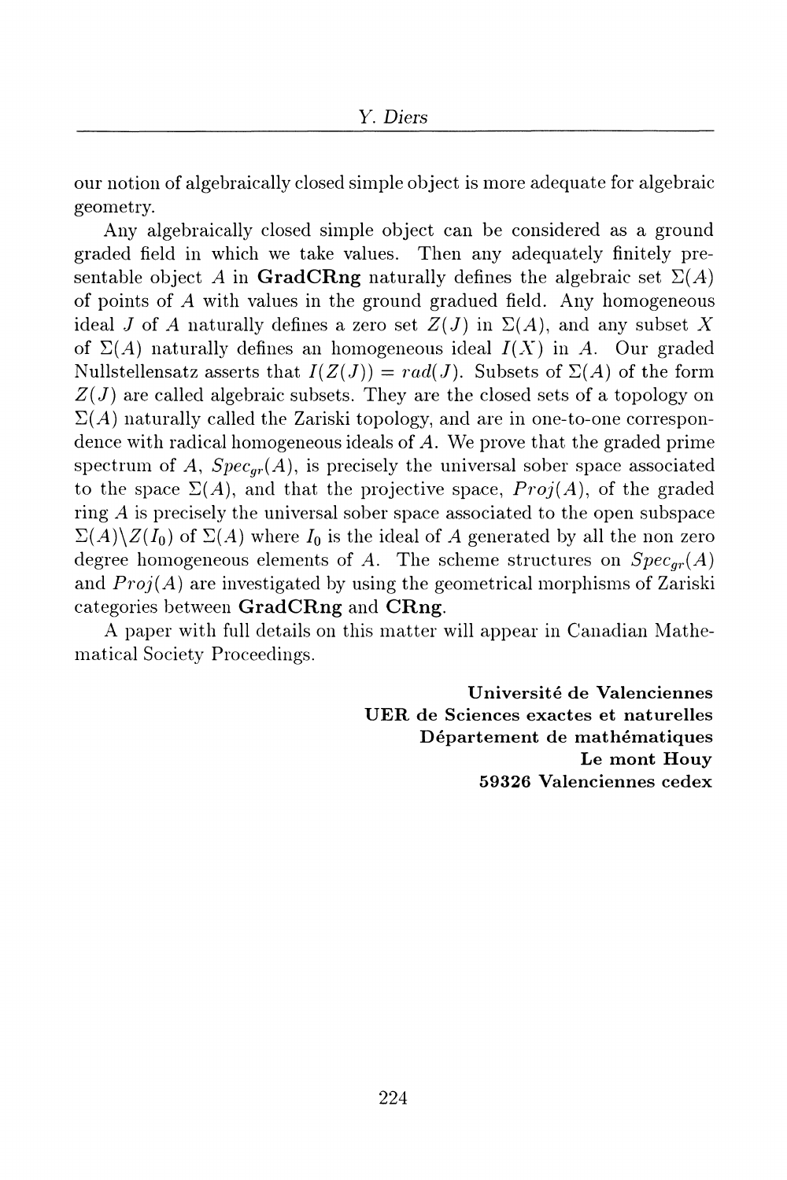our notion of algebraically closed simple object is more adequate for algebraic geometry.

Any algebraically closed simple object can be considered as a ground graded field in which we take values. Then any adequately finitely presentable object $A$ in **GradCRng** naturally defines the algebraic set $\Sigma(A)$ of points of $A$ with values in the ground gradued field. Any homogeneous ideal $J$ of $A$ naturally defines a zero set $Z(J)$ in $\Sigma(A)$, and any subset $X$ of $\Sigma(A)$ naturally defines an homogeneous ideal $I(X)$ in $A$. Our graded Nullstellensatz asserts that $I(Z(J)) = rad(J)$. Subsets of $\Sigma(A)$ of the form $Z(J)$ are called algebraic subsets. They are the closed sets of a topology on $\Sigma(A)$ naturally called the Zariski topology, and are in one-to-one correspondence with radical homogeneous ideals of $A$. We prove that the graded prime spectrum of $A$, $Spec_{gr}(A)$, is precisely the universal sober space associated to the space $\Sigma(A)$, and that the projective space, $Proj(A)$, of the graded ring $A$ is precisely the universal sober space associated to the open subspace $\Sigma(A)\backslash Z(I_0)$ of $\Sigma(A)$ where $I_0$ is the ideal of $A$ generated by all the non zero degree homogeneous elements of $A$. The scheme structures on $Spec_{gr}(A)$ and $Proj(A)$ are investigated by using the geometrical morphisms of Zariski categories between **GradCRng** and **CRng**.

A paper with full details on this matter will appear in Canadian Mathematical Society Proceedings.

**Université de Valenciennes**
**UER de Sciences exactes et naturelles**
**Département de mathématiques**
**Le mont Houy**
**59326 Valenciennes cedex**